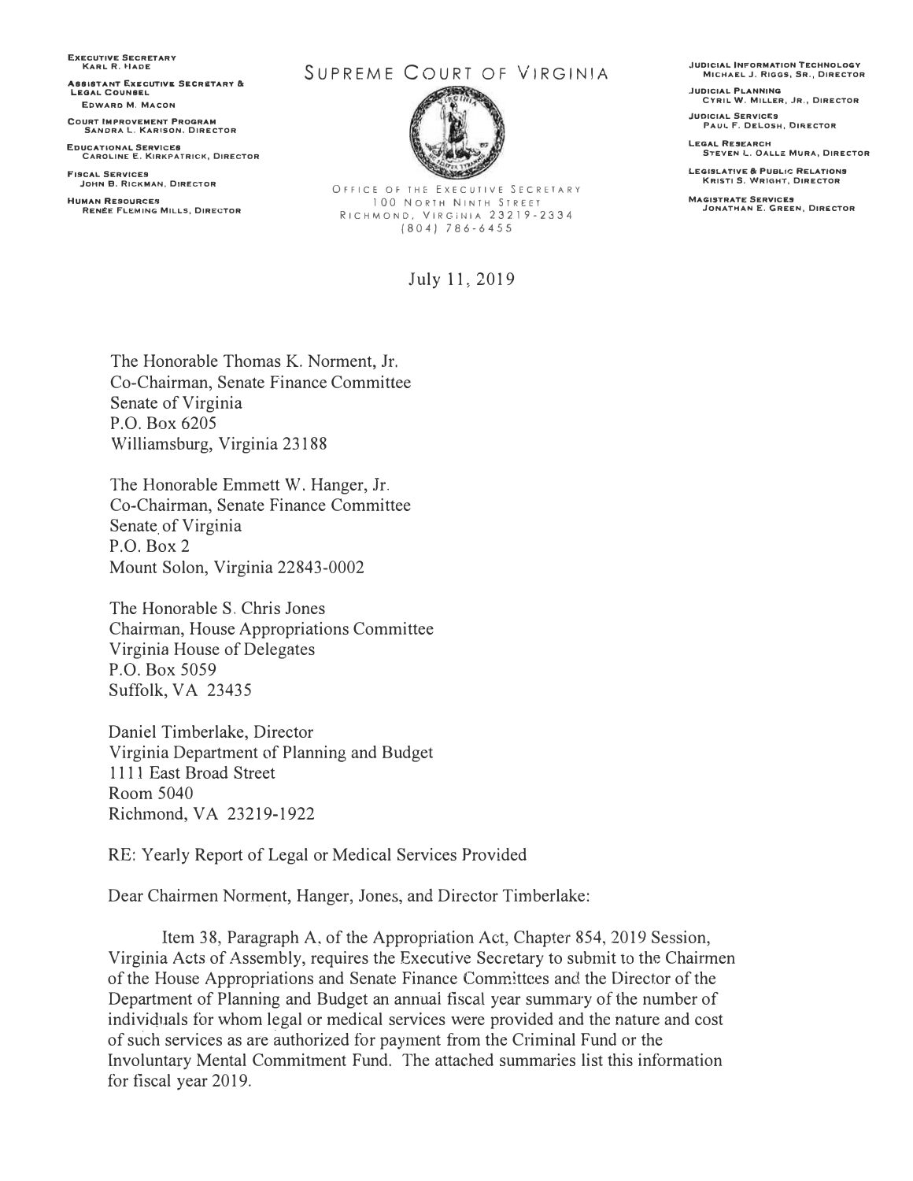**EXECUTIVE SECRETARY**
KARL R. HADE

**ASSISTANT EXECUTIVE SECRETARY & LEGAL COUNSEL**
EDWARD M. MACON

**COURT IMPROVEMENT PROGRAM**
SANDRA L. KARISON, DIRECTOR

**EDUCATIONAL SERVICES**
CAROLINE E. KIRKPATRICK, DIRECTOR

**FISCAL SERVICES**
JOHN B. RICKMAN, DIRECTOR

**HUMAN RESOURCES**
RENÉE FLEMING MILLS, DIRECTOR

# SUPREME COURT OF VIRGINIA

OFFICE OF THE EXECUTIVE SECRETARY
100 NORTH NINTH STREET
RICHMOND, VIRGINIA 23219-2334
(804) 786-6455

**JUDICIAL INFORMATION TECHNOLOGY**
MICHAEL J. RIGGS, SR., DIRECTOR

**JUDICIAL PLANNING**
CYRIL W. MILLER, JR., DIRECTOR

**JUDICIAL SERVICES**
PAUL F. DELOSH, DIRECTOR

**LEGAL RESEARCH**
STEVEN L. DALLE MURA, DIRECTOR

**LEGISLATIVE & PUBLIC RELATIONS**
KRISTI S. WRIGHT, DIRECTOR

**MAGISTRATE SERVICES**
JONATHAN E. GREEN, DIRECTOR

July 11, 2019

The Honorable Thomas K. Norment, Jr.
Co-Chairman, Senate Finance Committee
Senate of Virginia
P.O. Box 6205
Williamsburg, Virginia 23188

The Honorable Emmett W. Hanger, Jr.
Co-Chairman, Senate Finance Committee
Senate of Virginia
P.O. Box 2
Mount Solon, Virginia 22843-0002

The Honorable S. Chris Jones
Chairman, House Appropriations Committee
Virginia House of Delegates
P.O. Box 5059
Suffolk, VA 23435

Daniel Timberlake, Director
Virginia Department of Planning and Budget
1111 East Broad Street
Room 5040
Richmond, VA 23219-1922

RE: Yearly Report of Legal or Medical Services Provided

Dear Chairmen Norment, Hanger, Jones, and Director Timberlake:

Item 38, Paragraph A, of the Appropriation Act, Chapter 854, 2019 Session, Virginia Acts of Assembly, requires the Executive Secretary to submit to the Chairmen of the House Appropriations and Senate Finance Committees and the Director of the Department of Planning and Budget an annual fiscal year summary of the number of individuals for whom legal or medical services were provided and the nature and cost of such services as are authorized for payment from the Criminal Fund or the Involuntary Mental Commitment Fund. The attached summaries list this information for fiscal year 2019.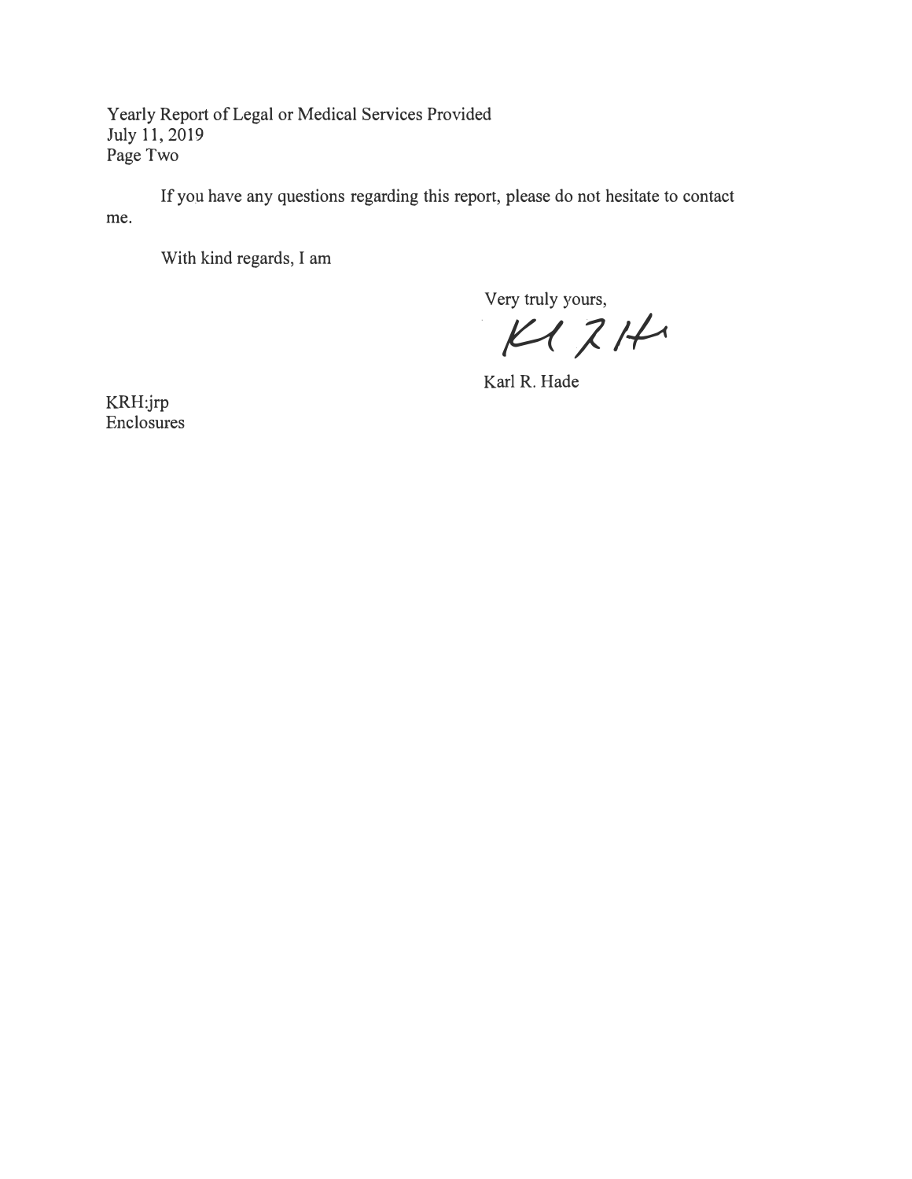Yearly Report of Legal or Medical Services Provided
July 11, 2019
Page Two

If you have any questions regarding this report, please do not hesitate to contact me.

With kind regards, I am

Very truly yours,

Karl R. Hade

KRH:jrp
Enclosures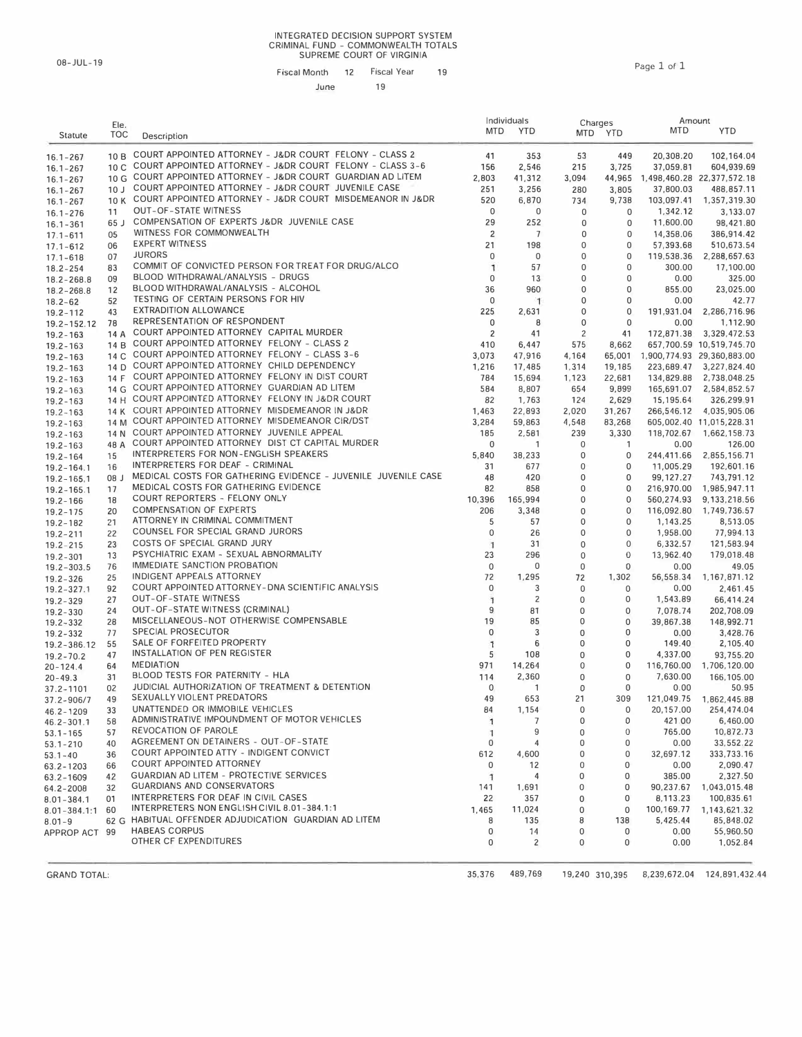INTEGRATED DECISION SUPPORT SYSTEM
CRIMINAL FUND - COMMONWEALTH TOTALS
SUPREME COURT OF VIRGINIA

08-JUL-19

Fiscal Month 12 Fiscal Year 19

June 19

| Statute | Ele. TOC | Description | Individuals MTD | Individuals YTD | Charges MTD | Charges YTD | Amount MTD | Amount YTD |
|---|---|---|---|---|---|---|---|---|
| 16.1-267 | 10 B | COURT APPOINTED ATTORNEY - J&DR COURT FELONY - CLASS 2 | 41 | 353 | 53 | 449 | 20,308.20 | 102,164.04 |
| 16.1-267 | 10 C | COURT APPOINTED ATTORNEY - J&DR COURT FELONY - CLASS 3-6 | 156 | 2,546 | 215 | 3,725 | 37,059.81 | 604,939.69 |
| 16.1-267 | 10 G | COURT APPOINTED ATTORNEY - J&DR COURT GUARDIAN AD LITEM | 2,803 | 41,312 | 3,094 | 44,965 | 1,498,460.28 | 22,377,572.18 |
| 16.1-267 | 10 J | COURT APPOINTED ATTORNEY - J&DR COURT JUVENILE CASE | 251 | 3,256 | 280 | 3,805 | 37,800.03 | 488,857.11 |
| 16.1-267 | 10 K | COURT APPOINTED ATTORNEY - J&DR COURT MISDEMEANOR IN J&DR | 520 | 6,870 | 734 | 9,738 | 103,097.41 | 1,357,319.30 |
| 16.1-276 | 11 | OUT-OF-STATE WITNESS | 0 | 0 | 0 | 0 | 1,342.12 | 3,133.07 |
| 16.1-361 | 65 J | COMPENSATION OF EXPERTS J&DR JUVENILE CASE | 29 | 252 | 0 | 0 | 11,600.00 | 98,421.80 |
| 17.1-611 | 05 | WITNESS FOR COMMONWEALTH | 2 | 7 | 0 | 0 | 14,358.06 | 386,914.42 |
| 17.1-612 | 06 | EXPERT WITNESS | 21 | 198 | 0 | 0 | 57,393.68 | 510,673.54 |
| 17.1-618 | 07 | JURORS | 0 | 0 | 0 | 0 | 119,538.36 | 2,288,657.63 |
| 18.2-254 | 83 | COMMIT OF CONVICTED PERSON FOR TREAT FOR DRUG/ALCO | 1 | 57 | 0 | 0 | 300.00 | 17,100.00 |
| 18.2-268.8 | 09 | BLOOD WITHDRAWAL/ANALYSIS - DRUGS | 0 | 13 | 0 | 0 | 0.00 | 325.00 |
| 18.2-268.8 | 12 | BLOOD WITHDRAWAL/ANALYSIS - ALCOHOL | 36 | 960 | 0 | 0 | 855.00 | 23,025.00 |
| 18.2-62 | 52 | TESTING OF CERTAIN PERSONS FOR HIV | 0 | 1 | 0 | 0 | 0.00 | 42.77 |
| 19.2-112 | 43 | EXTRADITION ALLOWANCE | 225 | 2,631 | 0 | 0 | 191,931.04 | 2,286,716.96 |
| 19.2-152.12 | 78 | REPRESENTATION OF RESPONDENT | 0 | 8 | 0 | 0 | 0.00 | 1,112.90 |
| 19.2-163 | 14 A | COURT APPOINTED ATTORNEY CAPITAL MURDER | 2 | 41 | 2 | 41 | 172,871.38 | 3,329,472.53 |
| 19.2-163 | 14 B | COURT APPOINTED ATTORNEY FELONY - CLASS 2 | 410 | 6,447 | 575 | 8,662 | 657,700.59 | 10,519,745.70 |
| 19.2-163 | 14 C | COURT APPOINTED ATTORNEY FELONY - CLASS 3-6 | 3,073 | 47,916 | 4,164 | 65,001 | 1,900,774.93 | 29,360,883.00 |
| 19.2-163 | 14 D | COURT APPOINTED ATTORNEY CHILD DEPENDENCY | 1,216 | 17,485 | 1,314 | 19,185 | 223,689.47 | 3,227,824.40 |
| 19.2-163 | 14 F | COURT APPOINTED ATTORNEY FELONY IN DIST COURT | 784 | 15,694 | 1,123 | 22,681 | 134,829.88 | 2,738,048.25 |
| 19.2-163 | 14 G | COURT APPOINTED ATTORNEY GUARDIAN AD LITEM | 584 | 8,807 | 654 | 9,899 | 165,691.07 | 2,584,852.57 |
| 19.2-163 | 14 H | COURT APPOINTED ATTORNEY FELONY IN J&DR COURT | 82 | 1,763 | 124 | 2,629 | 15,195.64 | 326,299.91 |
| 19.2-163 | 14 K | COURT APPOINTED ATTORNEY MISDEMEANOR IN J&DR | 1,463 | 22,893 | 2,020 | 31,267 | 266,546.12 | 4,035,905.06 |
| 19.2-163 | 14 M | COURT APPOINTED ATTORNEY MISDEMEANOR CIR/DST | 3,284 | 59,863 | 4,548 | 83,268 | 605,002.40 | 11,015,228.31 |
| 19.2-163 | 14 N | COURT APPOINTED ATTORNEY JUVENILE APPEAL | 185 | 2,581 | 239 | 3,330 | 118,702.67 | 1,662,158.73 |
| 19.2-163 | 48 A | COURT APPOINTED ATTORNEY DIST CT CAPITAL MURDER | 0 | 1 | 0 | 1 | 0.00 | 126.00 |
| 19.2-164 | 15 | INTERPRETERS FOR NON-ENGLISH SPEAKERS | 5,840 | 38,233 | 0 | 0 | 244,411.66 | 2,855,156.71 |
| 19.2-164.1 | 16 | INTERPRETERS FOR DEAF - CRIMINAL | 31 | 677 | 0 | 0 | 11,005.29 | 192,601.16 |
| 19.2-165.1 | 08 J | MEDICAL COSTS FOR GATHERING EVIDENCE - JUVENILE JUVENILE CASE | 48 | 420 | 0 | 0 | 99,127.27 | 743,791.12 |
| 19.2-165.1 | 17 | MEDICAL COSTS FOR GATHERING EVIDENCE | 82 | 858 | 0 | 0 | 216,970.00 | 1,985,947.11 |
| 19.2-166 | 18 | COURT REPORTERS - FELONY ONLY | 10,396 | 165,994 | 0 | 0 | 560,274.93 | 9,133,218.56 |
| 19.2-175 | 20 | COMPENSATION OF EXPERTS | 206 | 3,348 | 0 | 0 | 116,092.80 | 1,749,736.57 |
| 19.2-182 | 21 | ATTORNEY IN CRIMINAL COMMITMENT | 5 | 57 | 0 | 0 | 1,143.25 | 8,513.05 |
| 19.2-211 | 22 | COUNSEL FOR SPECIAL GRAND JURORS | 0 | 26 | 0 | 0 | 1,958.00 | 77,994.13 |
| 19.2-215 | 23 | COSTS OF SPECIAL GRAND JURY | 1 | 31 | 0 | 0 | 6,332.57 | 121,583.94 |
| 19.2-301 | 13 | PSYCHIATRIC EXAM - SEXUAL ABNORMALITY | 23 | 296 | 0 | 0 | 13,962.40 | 179,018.48 |
| 19.2-303.5 | 76 | IMMEDIATE SANCTION PROBATION | 0 | 0 | 0 | 0 | 0.00 | 49.05 |
| 19.2-326 | 25 | INDIGENT APPEALS ATTORNEY | 72 | 1,295 | 72 | 1,302 | 56,558.34 | 1,167,871.12 |
| 19.2-327.1 | 92 | COURT APPOINTED ATTORNEY-DNA SCIENTIFIC ANALYSIS | 0 | 3 | 0 | 0 | 0.00 | 2,461.45 |
| 19.2-329 | 27 | OUT-OF-STATE WITNESS | 1 | 2 | 0 | 0 | 1,543.89 | 66,414.24 |
| 19.2-330 | 24 | OUT-OF-STATE WITNESS (CRIMINAL) | 9 | 81 | 0 | 0 | 7,078.74 | 202,708.09 |
| 19.2-332 | 28 | MISCELLANEOUS-NOT OTHERWISE COMPENSABLE | 19 | 85 | 0 | 0 | 39,867.38 | 148,992.71 |
| 19.2-332 | 77 | SPECIAL PROSECUTOR | 0 | 3 | 0 | 0 | 0.00 | 3,428.76 |
| 19.2-386.12 | 55 | SALE OF FORFEITED PROPERTY | 1 | 6 | 0 | 0 | 149.40 | 2,105.40 |
| 19.2-70.2 | 47 | INSTALLATION OF PEN REGISTER | 5 | 108 | 0 | 0 | 4,337.00 | 93,755.20 |
| 20-124.4 | 64 | MEDIATION | 971 | 14,264 | 0 | 0 | 116,760.00 | 1,706,120.00 |
| 20-49.3 | 31 | BLOOD TESTS FOR PATERNITY - HLA | 114 | 2,360 | 0 | 0 | 7,630.00 | 166,105.00 |
| 37.2-1101 | 02 | JUDICIAL AUTHORIZATION OF TREATMENT & DETENTION | 0 | 1 | 0 | 0 | 0.00 | 50.95 |
| 37.2-906/7 | 49 | SEXUALLY VIOLENT PREDATORS | 49 | 653 | 21 | 309 | 121,049.75 | 1,862,445.88 |
| 46.2-1209 | 33 | UNATTENDED OR IMMOBILE VEHICLES | 84 | 1,154 | 0 | 0 | 20,157.00 | 254,474.04 |
| 46.2-301.1 | 58 | ADMINISTRATIVE IMPOUNDMENT OF MOTOR VEHICLES | 1 | 7 | 0 | 0 | 421.00 | 6,460.00 |
| 53.1-165 | 57 | REVOCATION OF PAROLE | 1 | 9 | 0 | 0 | 765.00 | 10,872.73 |
| 53.1-210 | 40 | AGREEMENT ON DETAINERS - OUT-OF-STATE | 0 | 4 | 0 | 0 | 0.00 | 33,552.22 |
| 53.1-40 | 36 | COURT APPOINTED ATTY - INDIGENT CONVICT | 612 | 4,600 | 0 | 0 | 32,697.12 | 333,733.16 |
| 63.2-1203 | 66 | COURT APPOINTED ATTORNEY | 0 | 12 | 0 | 0 | 0.00 | 2,090.47 |
| 63.2-1609 | 42 | GUARDIAN AD LITEM - PROTECTIVE SERVICES | 1 | 4 | 0 | 0 | 385.00 | 2,327.50 |
| 64.2-2008 | 32 | GUARDIANS AND CONSERVATORS | 141 | 1,691 | 0 | 0 | 90,237.67 | 1,043,015.48 |
| 8.01-384.1 | 01 | INTERPRETERS FOR DEAF IN CIVIL CASES | 22 | 357 | 0 | 0 | 8,113.23 | 100,835.61 |
| 8.01-384.1:1 | 60 | INTERPRETERS NON ENGLISH CIVIL 8.01-384.1:1 | 1,465 | 11,024 | 0 | 0 | 100,169.77 | 1,143,621.32 |
| 8.01-9 | 62 G | HABITUAL OFFENDER ADJUDICATION GUARDIAN AD LITEM | 8 | 135 | 8 | 138 | 5,425.44 | 85,848.02 |
| APPROP ACT | 99 | HABEAS CORPUS | 0 | 14 | 0 | 0 | 0.00 | 55,960.50 |
| | | OTHER CF EXPENDITURES | 0 | 2 | 0 | 0 | 0.00 | 1,052.84 |
| GRAND TOTAL: | | | 35,376 | 489,769 | 19,240 | 310,395 | 8,239,672.04 | 124,891,432.44 |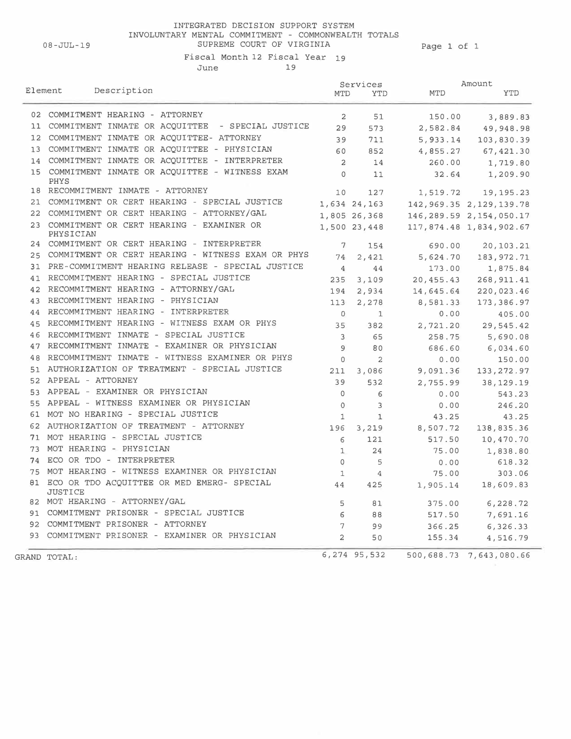INTEGRATED DECISION SUPPORT SYSTEM
INVOLUNTARY MENTAL COMMITMENT - COMMONWEALTH TOTALS
SUPREME COURT OF VIRGINIA

08-JUL-19

Fiscal Month 12 Fiscal Year 19
June 19

| Element | Description | Services MTD | Services YTD | Amount MTD | Amount YTD |
|---|---|---|---|---|---|
| 02 | COMMITMENT HEARING - ATTORNEY | 2 | 51 | 150.00 | 3,889.83 |
| 11 | COMMITMENT INMATE OR ACQUITTEE - SPECIAL JUSTICE | 29 | 573 | 2,582.84 | 49,948.98 |
| 12 | COMMITMENT INMATE OR ACQUITTEE- ATTORNEY | 39 | 711 | 5,933.14 | 103,830.39 |
| 13 | COMMITMENT INMATE OR ACQUITTEE - PHYSICIAN | 60 | 852 | 4,855.27 | 67,421.30 |
| 14 | COMMITMENT INMATE OR ACQUITTEE - INTERPRETER | 2 | 14 | 260.00 | 1,719.80 |
| 15 | COMMITMENT INMATE OR ACQUITTEE - WITNESS EXAM PHYS | 0 | 11 | 32.64 | 1,209.90 |
| 18 | RECOMMITMENT INMATE - ATTORNEY | 10 | 127 | 1,519.72 | 19,195.23 |
| 21 | COMMITMENT OR CERT HEARING - SPECIAL JUSTICE | 1,634 | 24,163 | 142,969.35 | 2,129,139.78 |
| 22 | COMMITMENT OR CERT HEARING - ATTORNEY/GAL | 1,805 | 26,368 | 146,289.59 | 2,154,050.17 |
| 23 | COMMITMENT OR CERT HEARING - EXAMINER OR PHYSICIAN | 1,500 | 23,448 | 117,874.48 | 1,834,902.67 |
| 24 | COMMITMENT OR CERT HEARING - INTERPRETER | 7 | 154 | 690.00 | 20,103.21 |
| 25 | COMMITMENT OR CERT HEARING - WITNESS EXAM OR PHYS | 74 | 2,421 | 5,624.70 | 183,972.71 |
| 31 | PRE-COMMITMENT HEARING RELEASE - SPECIAL JUSTICE | 4 | 44 | 173.00 | 1,875.84 |
| 41 | RECOMMITMENT HEARING - SPECIAL JUSTICE | 235 | 3,109 | 20,455.43 | 268,911.41 |
| 42 | RECOMMITMENT HEARING - ATTORNEY/GAL | 194 | 2,934 | 14,645.64 | 220,023.46 |
| 43 | RECOMMITMENT HEARING - PHYSICIAN | 113 | 2,278 | 8,581.33 | 173,386.97 |
| 44 | RECOMMITMENT HEARING - INTERPRETER | 0 | 1 | 0.00 | 405.00 |
| 45 | RECOMMITMENT HEARING - WITNESS EXAM OR PHYS | 35 | 382 | 2,721.20 | 29,545.42 |
| 46 | RECOMMITMENT INMATE - SPECIAL JUSTICE | 3 | 65 | 258.75 | 5,690.08 |
| 47 | RECOMMITMENT INMATE - EXAMINER OR PHYSICIAN | 9 | 80 | 686.60 | 6,034.60 |
| 48 | RECOMMITMENT INMATE - WITNESS EXAMINER OR PHYS | 0 | 2 | 0.00 | 150.00 |
| 51 | AUTHORIZATION OF TREATMENT - SPECIAL JUSTICE | 211 | 3,086 | 9,091.36 | 133,272.97 |
| 52 | APPEAL - ATTORNEY | 39 | 532 | 2,755.99 | 38,129.19 |
| 53 | APPEAL - EXAMINER OR PHYSICIAN | 0 | 6 | 0.00 | 543.23 |
| 55 | APPEAL - WITNESS EXAMINER OR PHYSICIAN | 0 | 3 | 0.00 | 246.20 |
| 61 | MOT NO HEARING - SPECIAL JUSTICE | 1 | 1 | 43.25 | 43.25 |
| 62 | AUTHORIZATION OF TREATMENT - ATTORNEY | 196 | 3,219 | 8,507.72 | 138,835.36 |
| 71 | MOT HEARING - SPECIAL JUSTICE | 6 | 121 | 517.50 | 10,470.70 |
| 73 | MOT HEARING - PHYSICIAN | 1 | 24 | 75.00 | 1,838.80 |
| 74 | ECO OR TDO - INTERPRETER | 0 | 5 | 0.00 | 618.32 |
| 75 | MOT HEARING - WITNESS EXAMINER OR PHYSICIAN | 1 | 4 | 75.00 | 303.06 |
| 81 | ECO OR TDO ACQUITTEE OR MED EMERG- SPECIAL JUSTICE | 44 | 425 | 1,905.14 | 18,609.83 |
| 82 | MOT HEARING - ATTORNEY/GAL | 5 | 81 | 375.00 | 6,228.72 |
| 91 | COMMITMENT PRISONER - SPECIAL JUSTICE | 6 | 88 | 517.50 | 7,691.16 |
| 92 | COMMITMENT PRISONER - ATTORNEY | 7 | 99 | 366.25 | 6,326.33 |
| 93 | COMMITMENT PRISONER - EXAMINER OR PHYSICIAN | 2 | 50 | 155.34 | 4,516.79 |
| GRAND TOTAL: | | 6,274 | 95,532 | 500,688.73 | 7,643,080.66 |